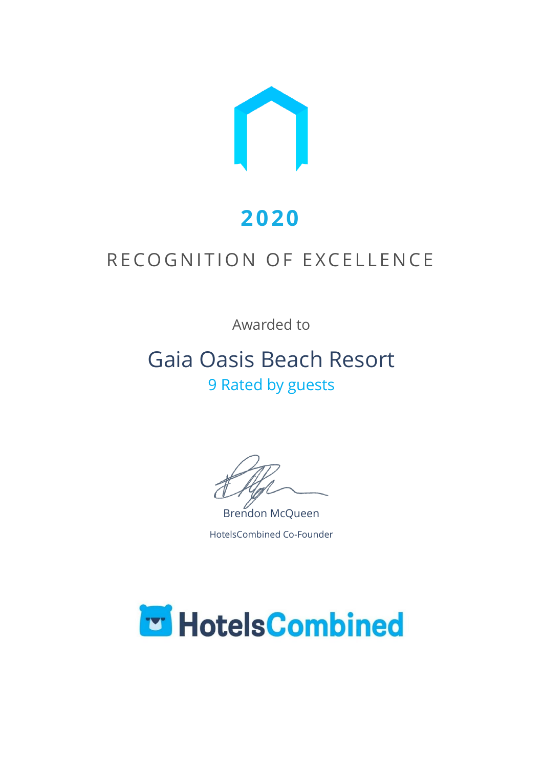# 2020

## RECOGNITION OF EXCELLENCE

Awarded to

## Gaia Oasis Beach Resort

9 Rated by guests

Brendon McQueen

HotelsCombined Co-Founder

HotelsCombined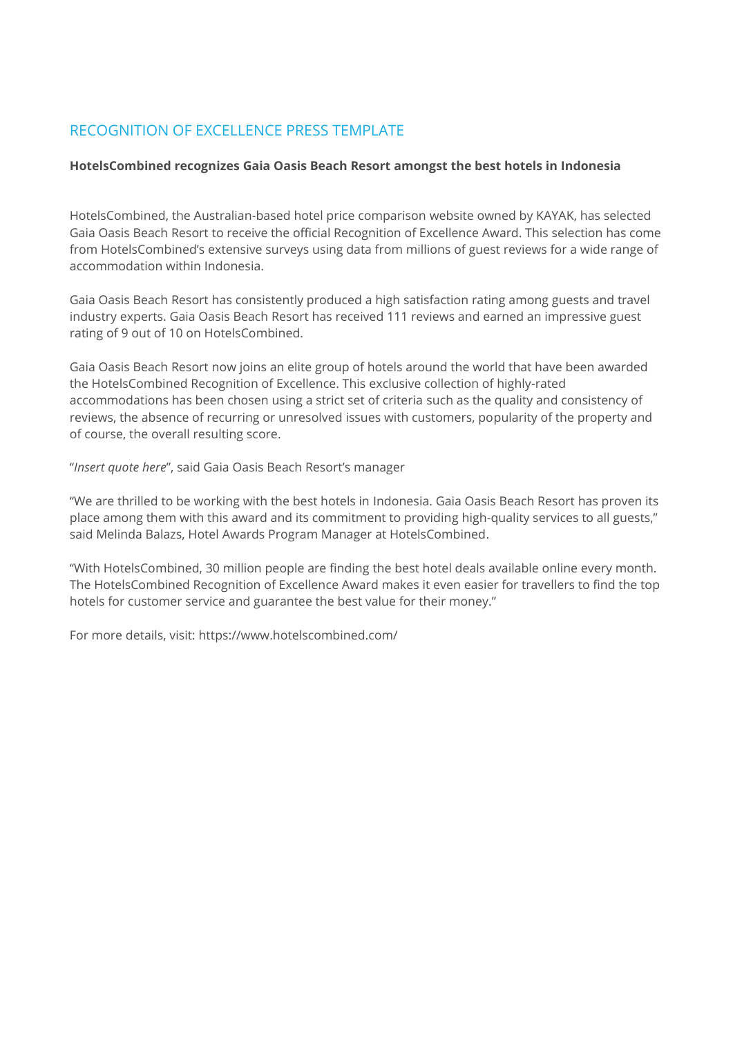## RECOGNITION OF EXCELLENCE PRESS TEMPLATE

**HotelsCombined recognizes Gaia Oasis Beach Resort amongst the best hotels in Indonesia**

HotelsCombined, the Australian-based hotel price comparison website owned by KAYAK, has selected Gaia Oasis Beach Resort to receive the official Recognition of Excellence Award. This selection has come from HotelsCombined's extensive surveys using data from millions of guest reviews for a wide range of accommodation within Indonesia.

Gaia Oasis Beach Resort has consistently produced a high satisfaction rating among guests and travel industry experts. Gaia Oasis Beach Resort has received 111 reviews and earned an impressive guest rating of 9 out of 10 on HotelsCombined.

Gaia Oasis Beach Resort now joins an elite group of hotels around the world that have been awarded the HotelsCombined Recognition of Excellence. This exclusive collection of highly-rated accommodations has been chosen using a strict set of criteria such as the quality and consistency of reviews, the absence of recurring or unresolved issues with customers, popularity of the property and of course, the overall resulting score.

"*Insert quote here*", said Gaia Oasis Beach Resort's manager

"We are thrilled to be working with the best hotels in Indonesia. Gaia Oasis Beach Resort has proven its place among them with this award and its commitment to providing high-quality services to all guests," said Melinda Balazs, Hotel Awards Program Manager at HotelsCombined.

"With HotelsCombined, 30 million people are finding the best hotel deals available online every month. The HotelsCombined Recognition of Excellence Award makes it even easier for travellers to find the top hotels for customer service and guarantee the best value for their money."

For more details, visit: https://www.hotelscombined.com/